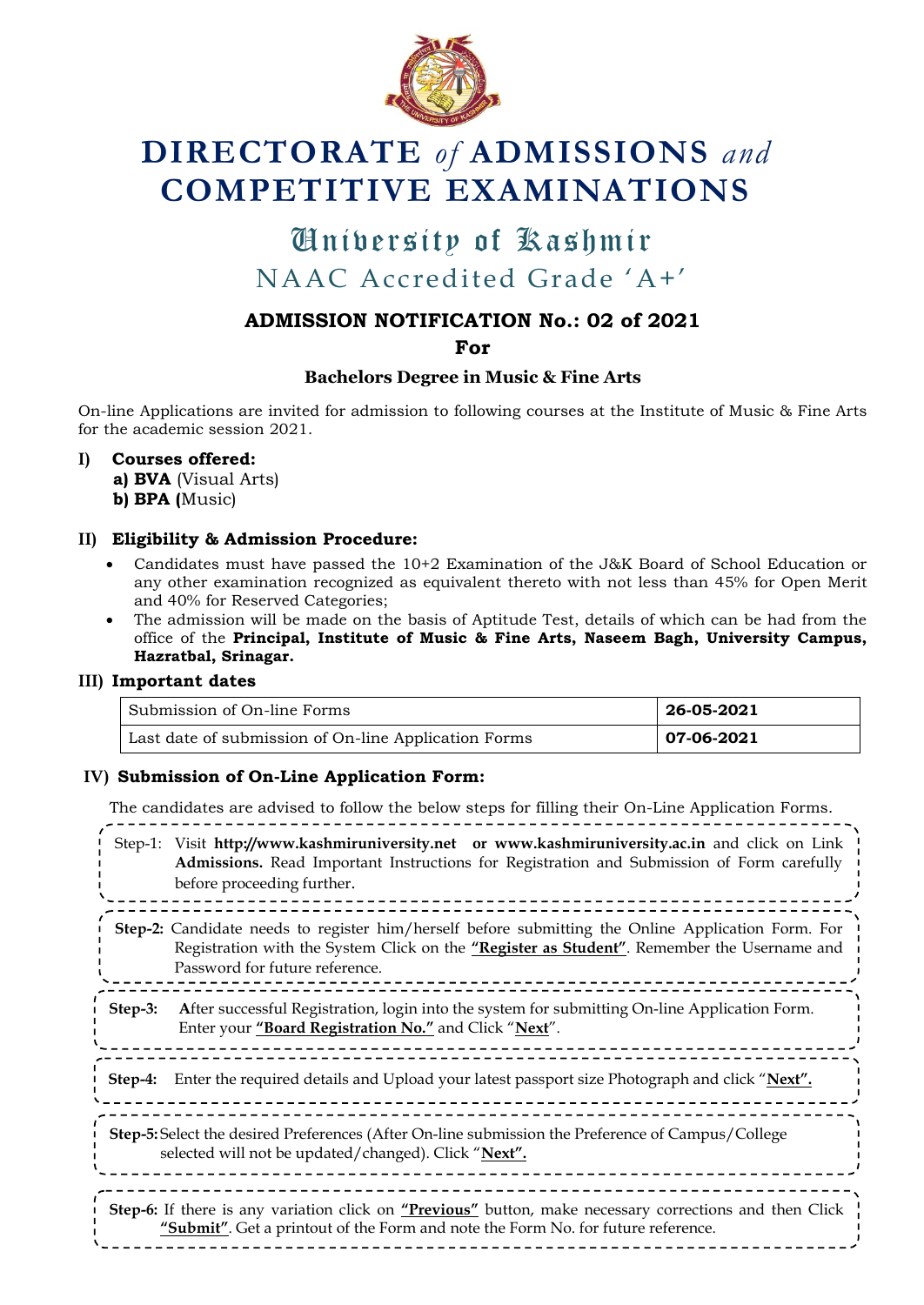# DIRECTORATE *of* ADMISSIONS *and* COMPETITIVE EXAMINATIONS

## University of Kashmir

NAAC Accredited Grade 'A+'

### ADMISSION NOTIFICATION No.: 02 of 2021

**For**

**Bachelors Degree in Music & Fine Arts**

On-line Applications are invited for admission to following courses at the Institute of Music & Fine Arts for the academic session 2021.

**I) Courses offered:**

**a) BVA** (Visual Arts)
**b) BPA (**Music)

**II) Eligibility & Admission Procedure:**

- Candidates must have passed the 10+2 Examination of the J&K Board of School Education or any other examination recognized as equivalent thereto with not less than 45% for Open Merit and 40% for Reserved Categories;
- The admission will be made on the basis of Aptitude Test, details of which can be had from the office of the **Principal, Institute of Music & Fine Arts, Naseem Bagh, University Campus, Hazratbal, Srinagar.**

**III) Important dates**

| Submission of On-line Forms | **26-05-2021** |
|---|---|
| Last date of submission of On-line Application Forms | **07-06-2021** |

**IV) Submission of On-Line Application Form:**

The candidates are advised to follow the below steps for filling their On-Line Application Forms.

Step-1: Visit **http://www.kashmiruniversity.net or www.kashmiruniversity.ac.in** and click on Link **Admissions.** Read Important Instructions for Registration and Submission of Form carefully before proceeding further.

**Step-2:** Candidate needs to register him/herself before submitting the Online Application Form. For Registration with the System Click on the **"Register as Student"**. Remember the Username and Password for future reference.

**Step-3:** **A**fter successful Registration, login into the system for submitting On-line Application Form. Enter your **"Board Registration No."** and Click "**Next**".

**Step-4:** Enter the required details and Upload your latest passport size Photograph and click "**Next".**

**Step-5:** Select the desired Preferences (After On-line submission the Preference of Campus/College selected will not be updated/changed). Click "**Next".**

**Step-6:** If there is any variation click on **"Previous"** button, make necessary corrections and then Click **"Submit"**. Get a printout of the Form and note the Form No. for future reference.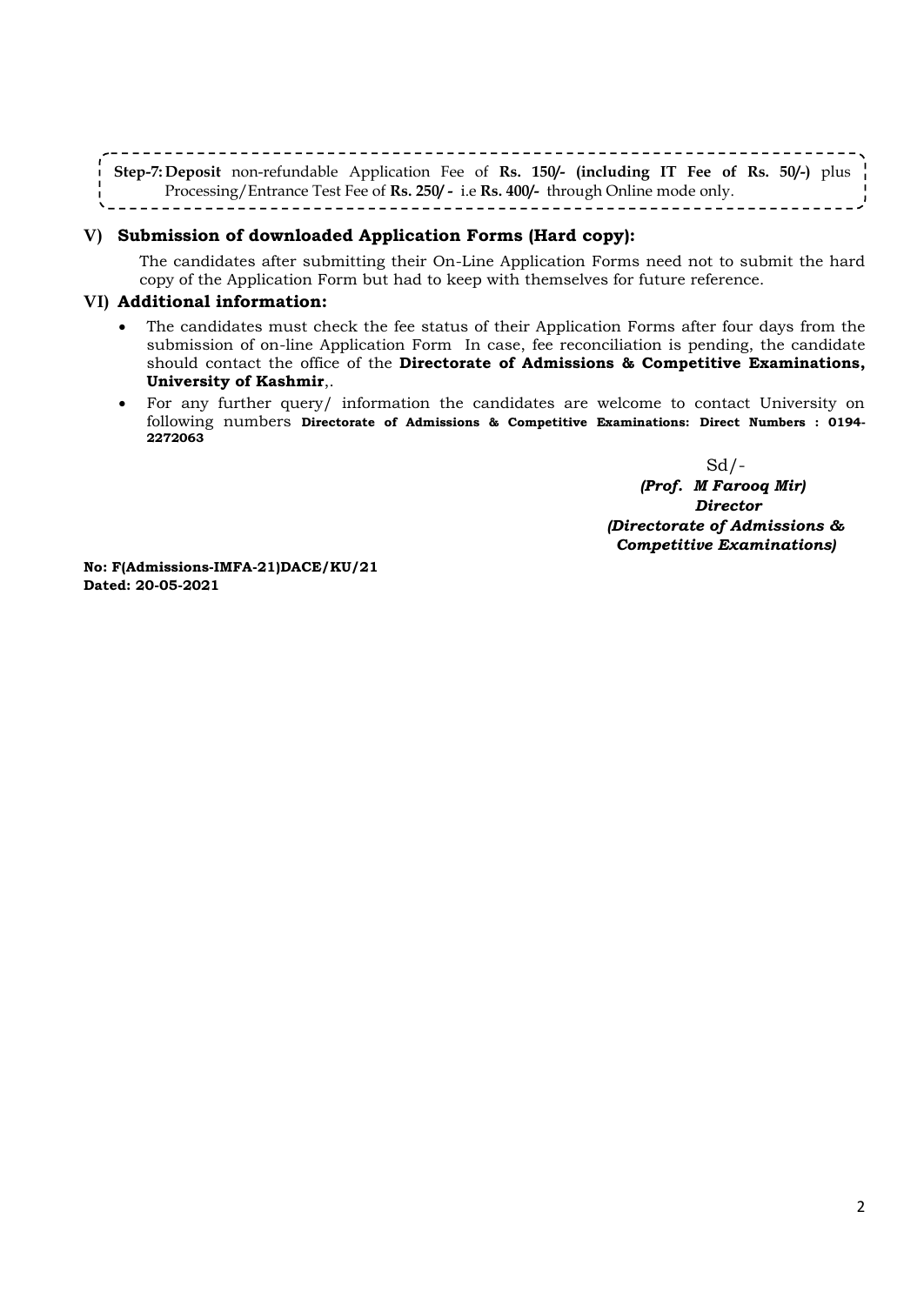**Step-7: Deposit** non-refundable Application Fee of **Rs. 150/- (including IT Fee of Rs. 50/-)** plus Processing/Entrance Test Fee of **Rs. 250/ -** i.e **Rs. 400/-** through Online mode only.

## V) Submission of downloaded Application Forms (Hard copy):

The candidates after submitting their On-Line Application Forms need not to submit the hard copy of the Application Form but had to keep with themselves for future reference.

## VI) Additional information:

- The candidates must check the fee status of their Application Forms after four days from the submission of on-line Application Form In case, fee reconciliation is pending, the candidate should contact the office of the **Directorate of Admissions & Competitive Examinations, University of Kashmir**,.
- For any further query/ information the candidates are welcome to contact University on following numbers **Directorate of Admissions & Competitive Examinations: Direct Numbers : 0194-2272063**

Sd/-

***(Prof. M Farooq Mir)***
***Director***
***(Directorate of Admissions & Competitive Examinations)***

**No: F(Admissions-IMFA-21)DACE/KU/21**
**Dated: 20-05-2021**